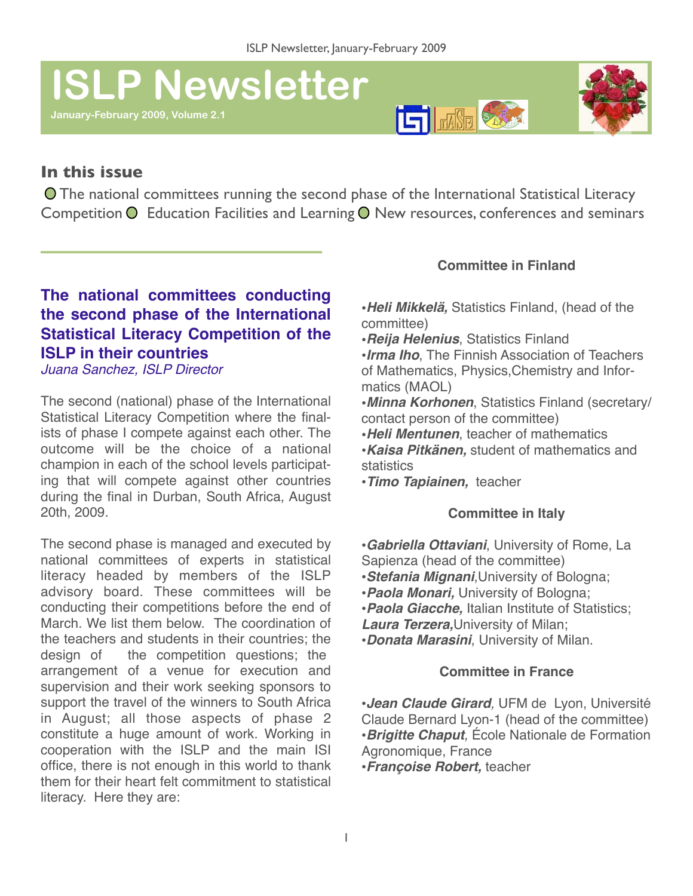# ISLP Newsletter

**January-February 2009, Volume 2.1**

## In this issue

- The national committees running the second phase of the International Statistical Literacy Competition
- Education Facilities and Learning
- New resources, conferences and seminars

## The national committees conducting the second phase of the International Statistical Literacy Competition of the ISLP in their countries

*Juana Sanchez, ISLP Director*

The second (national) phase of the International Statistical Literacy Competition where the finalists of phase I compete against each other. The outcome will be the choice of a national champion in each of the school levels participating that will compete against other countries during the final in Durban, South Africa, August 20th, 2009.

The second phase is managed and executed by national committees of experts in statistical literacy headed by members of the ISLP advisory board. These committees will be conducting their competitions before the end of March. We list them below. The coordination of the teachers and students in their countries; the design of the competition questions; the arrangement of a venue for execution and supervision and their work seeking sponsors to support the travel of the winners to South Africa in August; all those aspects of phase 2 constitute a huge amount of work. Working in cooperation with the ISLP and the main ISI office, there is not enough in this world to thank them for their heart felt commitment to statistical literacy. Here they are:

### Committee in Finland

- ***Heli Mikkelä,*** Statistics Finland, (head of the committee)
- ***Reija Helenius***, Statistics Finland
- ***Irma Iho***, The Finnish Association of Teachers of Mathematics, Physics,Chemistry and Informatics (MAOL)
- ***Minna Korhonen***, Statistics Finland (secretary/contact person of the committee)
- ***Heli Mentunen***, teacher of mathematics
- ***Kaisa Pitkänen,*** student of mathematics and statistics
- ***Timo Tapiainen,*** teacher

### Committee in Italy

- ***Gabriella Ottaviani***, University of Rome, La Sapienza (head of the committee)
- ***Stefania Mignani***,University of Bologna;
- ***Paola Monari,*** University of Bologna;
- ***Paola Giacche,*** Italian Institute of Statistics;
- ***Laura Terzera,***University of Milan;
- ***Donata Marasini***, University of Milan.

### Committee in France

- ***Jean Claude Girard,*** UFM de Lyon, Université Claude Bernard Lyon-1 (head of the committee)
- ***Brigitte Chaput***, École Nationale de Formation Agronomique, France
- ***Françoise Robert,*** teacher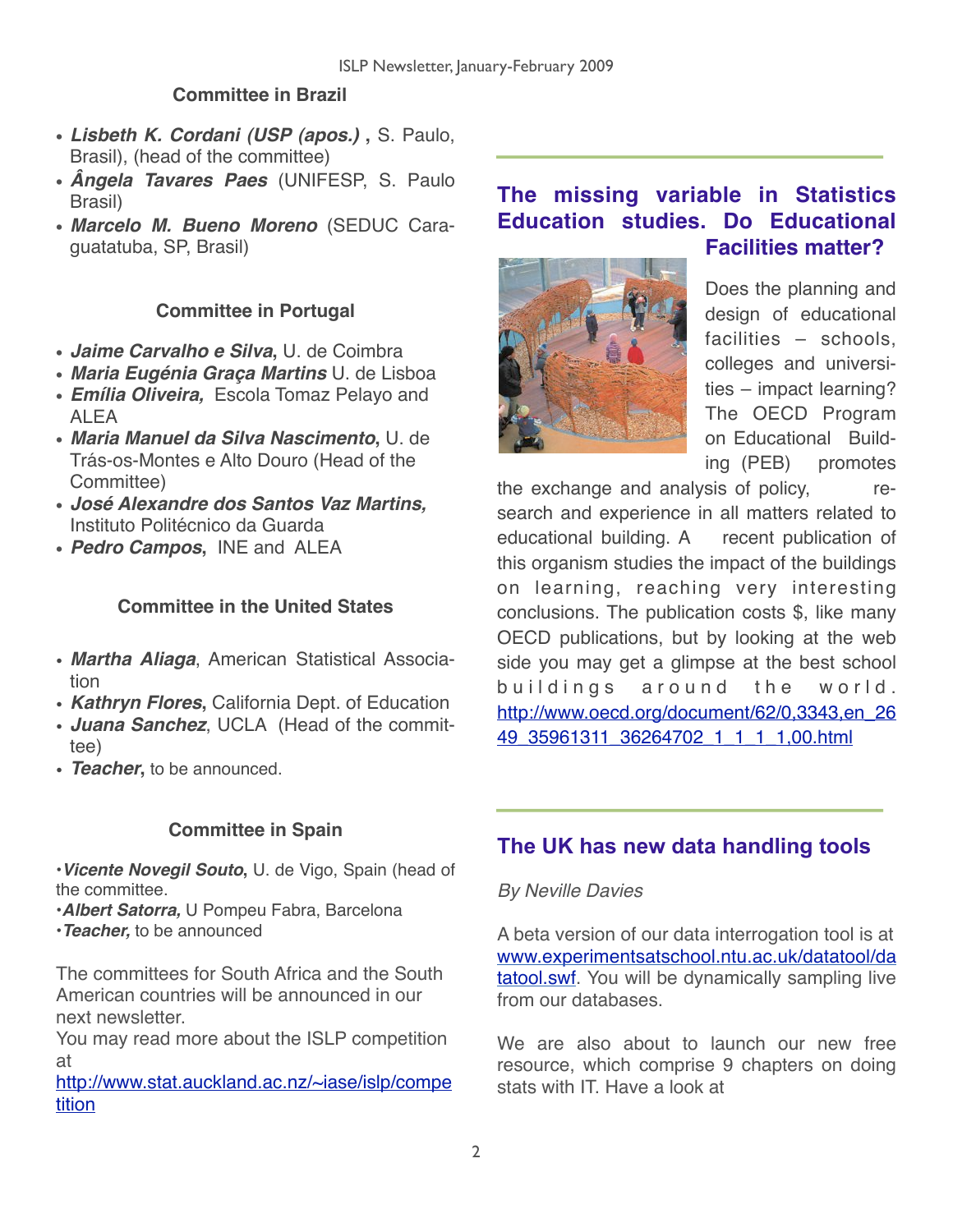### Committee in Brazil

- ***Lisbeth K. Cordani (USP (apos.)*** **,** S. Paulo, Brasil), (head of the committee)
- ***Ângela Tavares Paes*** (UNIFESP, S. Paulo Brasil)
- ***Marcelo M. Bueno Moreno*** (SEDUC Caraguatatuba, SP, Brasil)

### Committee in Portugal

- ***Jaime Carvalho e Silva*****,** U. de Coimbra
- ***Maria Eugénia Graça Martins*** U. de Lisboa
- ***Emília Oliveira,*** Escola Tomaz Pelayo and ALEA
- ***Maria Manuel da Silva Nascimento*****,** U. de Trás-os-Montes e Alto Douro (Head of the Committee)
- ***José Alexandre dos Santos Vaz Martins,*** Instituto Politécnico da Guarda
- ***Pedro Campos*****,** INE and ALEA

### Committee in the United States

- ***Martha Aliaga*****,** American Statistical Association
- ***Kathryn Flores*****,** California Dept. of Education
- ***Juana Sanchez*****,** UCLA (Head of the committee)
- ***Teacher*****,** to be announced.

### Committee in Spain

- ***Vicente Novegil Souto*****,** U. de Vigo, Spain (head of the committee.
- ***Albert Satorra,*** U Pompeu Fabra, Barcelona
- ***Teacher,*** to be announced

The committees for South Africa and the South American countries will be announced in our next newsletter.
You may read more about the ISLP competition at
http://www.stat.auckland.ac.nz/~iase/islp/competition

## The missing variable in Statistics Education studies. Do Educational Facilities matter?

Does the planning and design of educational facilities – schools, colleges and universities – impact learning? The OECD Program on Educational Building (PEB) promotes the exchange and analysis of policy, research and experience in all matters related to educational building. A recent publication of this organism studies the impact of the buildings on learning, reaching very interesting conclusions. The publication costs $, like many OECD publications, but by looking at the web side you may get a glimpse at the best school buildings around the world. http://www.oecd.org/document/62/0,3343,en_2649_35961311_36264702_1_1_1_1,00.html

## The UK has new data handling tools

*By Neville Davies*

A beta version of our data interrogation tool is at www.experimentsatschool.ntu.ac.uk/datatool/datatool.swf. You will be dynamically sampling live from our databases.

We are also about to launch our new free resource, which comprise 9 chapters on doing stats with IT. Have a look at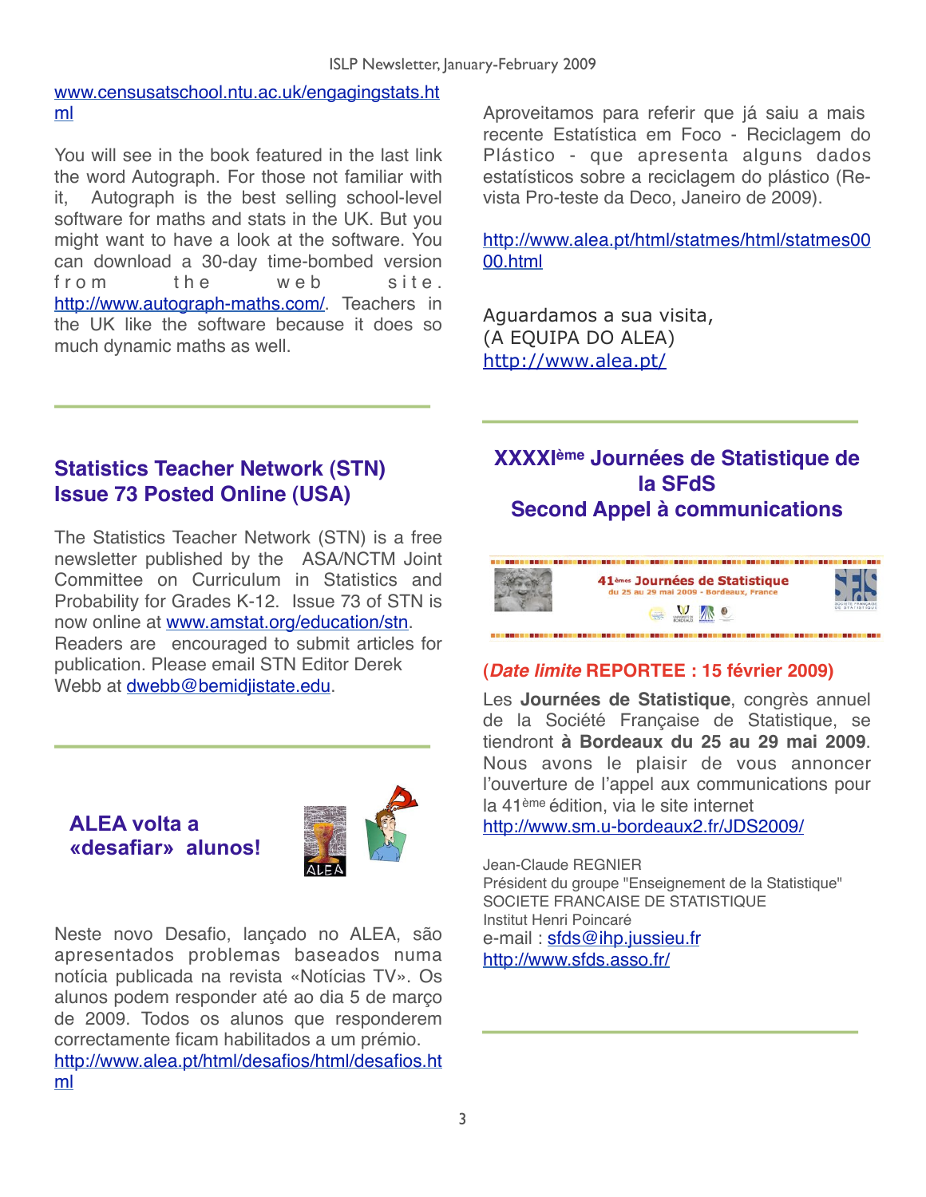www.censusatschool.ntu.ac.uk/engagingstats.html

You will see in the book featured in the last link the word Autograph. For those not familiar with it, Autograph is the best selling school-level software for maths and stats in the UK. But you might want to have a look at the software. You can download a 30-day time-bombed version from the web site. http://www.autograph-maths.com/. Teachers in the UK like the software because it does so much dynamic maths as well.

## Statistics Teacher Network (STN) Issue 73 Posted Online (USA)

The Statistics Teacher Network (STN) is a free newsletter published by the ASA/NCTM Joint Committee on Curriculum in Statistics and Probability for Grades K-12. Issue 73 of STN is now online at www.amstat.org/education/stn. Readers are encouraged to submit articles for publication. Please email STN Editor Derek Webb at dwebb@bemidjistate.edu.

## ALEA volta a «desafiar» alunos!

Neste novo Desafio, lançado no ALEA, são apresentados problemas baseados numa notícia publicada na revista «Notícias TV». Os alunos podem responder até ao dia 5 de março de 2009. Todos os alunos que responderem correctamente ficam habilitados a um prémio.
http://www.alea.pt/html/desafios/html/desafios.html

Aproveitamos para referir que já saiu a mais recente Estatística em Foco - Reciclagem do Plástico - que apresenta alguns dados estatísticos sobre a reciclagem do plástico (Revista Pro-teste da Deco, Janeiro de 2009).

http://www.alea.pt/html/statmes/html/statmes0000.html

Aguardamos a sua visita,
(A EQUIPA DO ALEA)
http://www.alea.pt/

## XXXXIème Journées de Statistique de la SFdS Second Appel à communications

**(*Date limite* REPORTEE : 15 février 2009)**

Les **Journées de Statistique**, congrès annuel de la Société Française de Statistique, se tiendront **à Bordeaux du 25 au 29 mai 2009**. Nous avons le plaisir de vous annoncer l'ouverture de l'appel aux communications pour la 41ème édition, via le site internet http://www.sm.u-bordeaux2.fr/JDS2009/

Jean-Claude REGNIER
Président du groupe "Enseignement de la Statistique"
SOCIETE FRANCAISE DE STATISTIQUE
Institut Henri Poincaré
e-mail : sfds@ihp.jussieu.fr
http://www.sfds.asso.fr/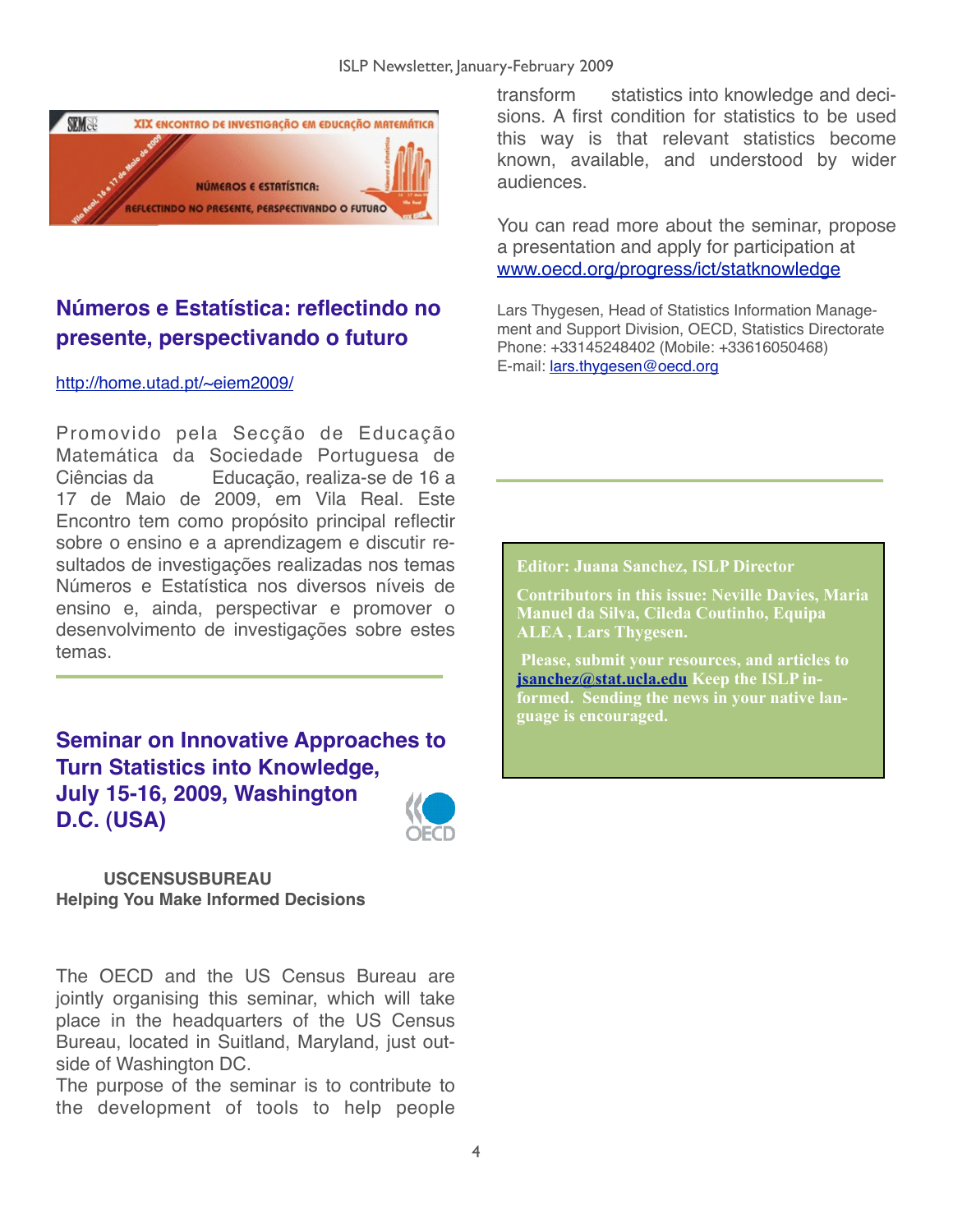## Números e Estatística: reflectindo no presente, perspectivando o futuro

http://home.utad.pt/~eiem2009/

Promovido pela Secção de Educação Matemática da Sociedade Portuguesa de Ciências da Educação, realiza-se de 16 a 17 de Maio de 2009, em Vila Real. Este Encontro tem como propósito principal reflectir sobre o ensino e a aprendizagem e discutir resultados de investigações realizadas nos temas Números e Estatística nos diversos níveis de ensino e, ainda, perspectivar e promover o desenvolvimento de investigações sobre estes temas.

## Seminar on Innovative Approaches to Turn Statistics into Knowledge, July 15-16, 2009, Washington D.C. (USA)

**USCENSUSBUREAU**
**Helping You Make Informed Decisions**

The OECD and the US Census Bureau are jointly organising this seminar, which will take place in the headquarters of the US Census Bureau, located in Suitland, Maryland, just outside of Washington DC.
The purpose of the seminar is to contribute to the development of tools to help people transform statistics into knowledge and decisions. A first condition for statistics to be used this way is that relevant statistics become known, available, and understood by wider audiences.

You can read more about the seminar, propose a presentation and apply for participation at www.oecd.org/progress/ict/statknowledge

Lars Thygesen, Head of Statistics Information Management and Support Division, OECD, Statistics Directorate
Phone: +33145248402 (Mobile: +33616050468)
E-mail: lars.thygesen@oecd.org

---

**Editor: Juana Sanchez, ISLP Director**

**Contributors in this issue: Neville Davies, Maria Manuel da Silva, Cileda Coutinho, Equipa ALEA , Lars Thygesen.**

**Please, submit your resources, and articles to jsanchez@stat.ucla.edu Keep the ISLP informed. Sending the news in your native language is encouraged.**